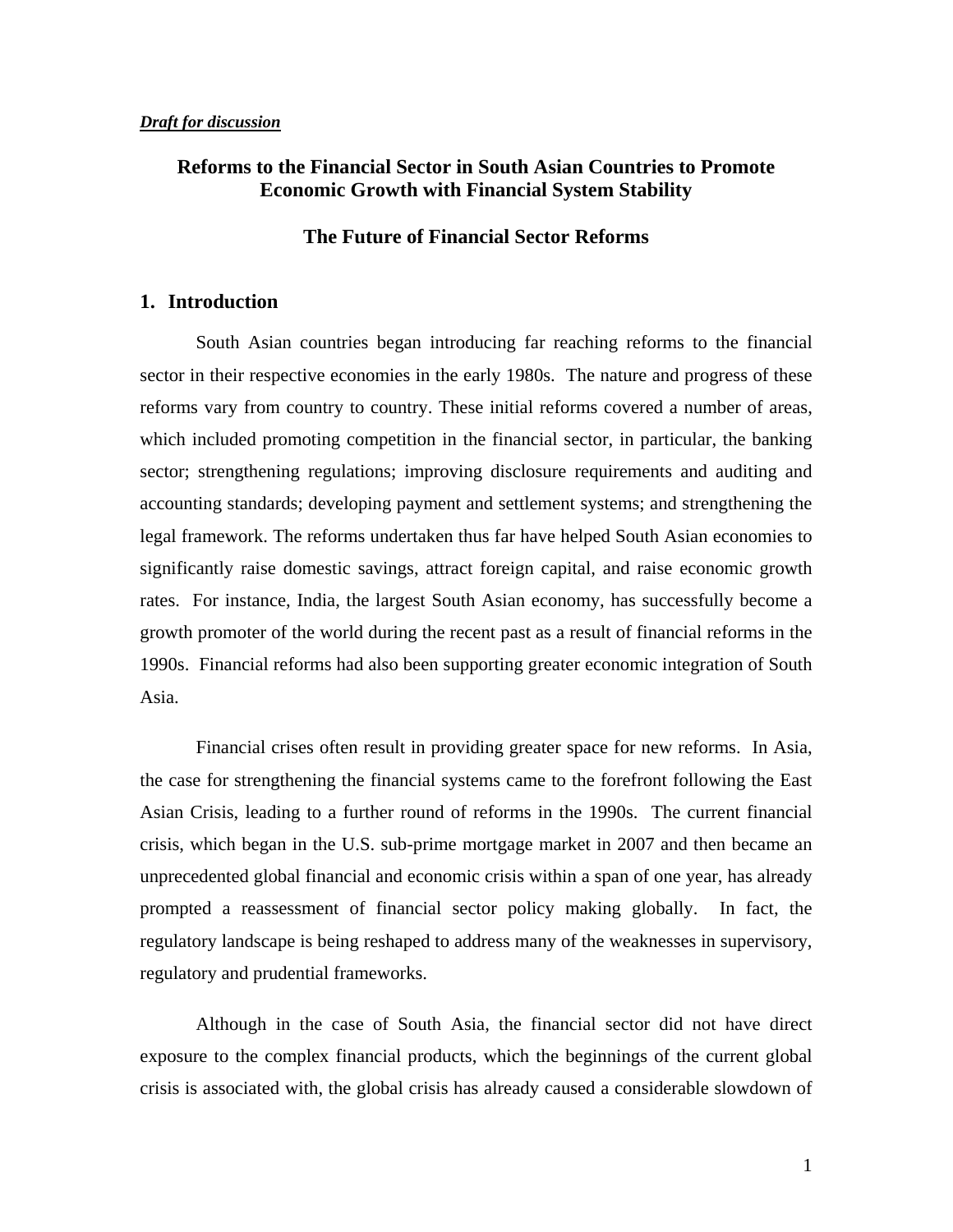***Draft for discussion***

# Reforms to the Financial Sector in South Asian Countries to Promote Economic Growth with Financial System Stability

## The Future of Financial Sector Reforms

## 1. Introduction

South Asian countries began introducing far reaching reforms to the financial sector in their respective economies in the early 1980s. The nature and progress of these reforms vary from country to country. These initial reforms covered a number of areas, which included promoting competition in the financial sector, in particular, the banking sector; strengthening regulations; improving disclosure requirements and auditing and accounting standards; developing payment and settlement systems; and strengthening the legal framework. The reforms undertaken thus far have helped South Asian economies to significantly raise domestic savings, attract foreign capital, and raise economic growth rates. For instance, India, the largest South Asian economy, has successfully become a growth promoter of the world during the recent past as a result of financial reforms in the 1990s. Financial reforms had also been supporting greater economic integration of South Asia.

Financial crises often result in providing greater space for new reforms. In Asia, the case for strengthening the financial systems came to the forefront following the East Asian Crisis, leading to a further round of reforms in the 1990s. The current financial crisis, which began in the U.S. sub-prime mortgage market in 2007 and then became an unprecedented global financial and economic crisis within a span of one year, has already prompted a reassessment of financial sector policy making globally. In fact, the regulatory landscape is being reshaped to address many of the weaknesses in supervisory, regulatory and prudential frameworks.

Although in the case of South Asia, the financial sector did not have direct exposure to the complex financial products, which the beginnings of the current global crisis is associated with, the global crisis has already caused a considerable slowdown of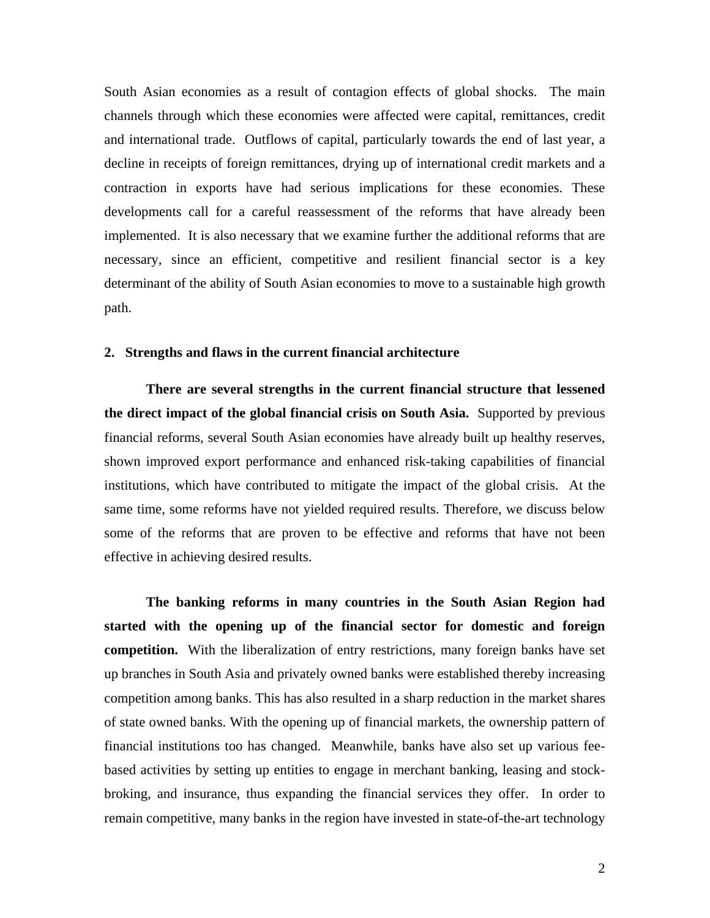South Asian economies as a result of contagion effects of global shocks. The main channels through which these economies were affected were capital, remittances, credit and international trade. Outflows of capital, particularly towards the end of last year, a decline in receipts of foreign remittances, drying up of international credit markets and a contraction in exports have had serious implications for these economies. These developments call for a careful reassessment of the reforms that have already been implemented. It is also necessary that we examine further the additional reforms that are necessary, since an efficient, competitive and resilient financial sector is a key determinant of the ability of South Asian economies to move to a sustainable high growth path.

## 2. Strengths and flaws in the current financial architecture

**There are several strengths in the current financial structure that lessened the direct impact of the global financial crisis on South Asia.** Supported by previous financial reforms, several South Asian economies have already built up healthy reserves, shown improved export performance and enhanced risk-taking capabilities of financial institutions, which have contributed to mitigate the impact of the global crisis. At the same time, some reforms have not yielded required results. Therefore, we discuss below some of the reforms that are proven to be effective and reforms that have not been effective in achieving desired results.

**The banking reforms in many countries in the South Asian Region had started with the opening up of the financial sector for domestic and foreign competition.** With the liberalization of entry restrictions, many foreign banks have set up branches in South Asia and privately owned banks were established thereby increasing competition among banks. This has also resulted in a sharp reduction in the market shares of state owned banks. With the opening up of financial markets, the ownership pattern of financial institutions too has changed. Meanwhile, banks have also set up various fee-based activities by setting up entities to engage in merchant banking, leasing and stock-broking, and insurance, thus expanding the financial services they offer. In order to remain competitive, many banks in the region have invested in state-of-the-art technology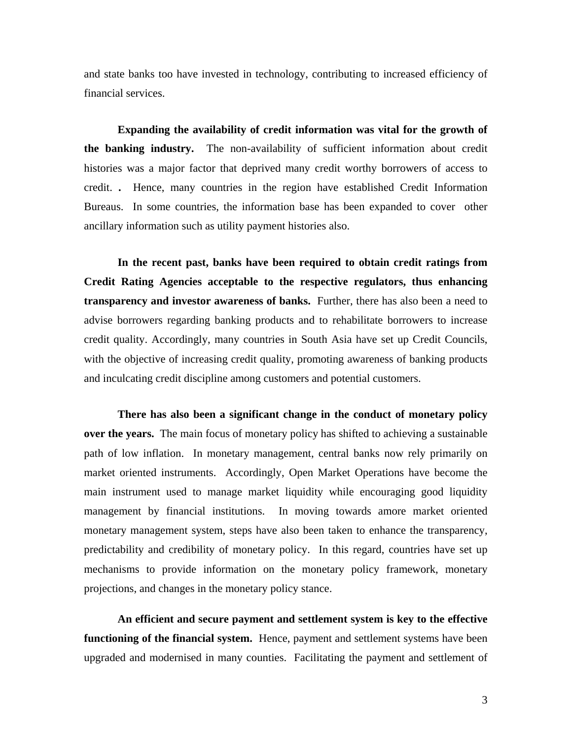and state banks too have invested in technology, contributing to increased efficiency of financial services.

**Expanding the availability of credit information was vital for the growth of the banking industry.** The non-availability of sufficient information about credit histories was a major factor that deprived many credit worthy borrowers of access to credit. **.** Hence, many countries in the region have established Credit Information Bureaus. In some countries, the information base has been expanded to cover other ancillary information such as utility payment histories also.

**In the recent past, banks have been required to obtain credit ratings from Credit Rating Agencies acceptable to the respective regulators, thus enhancing transparency and investor awareness of banks.** Further, there has also been a need to advise borrowers regarding banking products and to rehabilitate borrowers to increase credit quality. Accordingly, many countries in South Asia have set up Credit Councils, with the objective of increasing credit quality, promoting awareness of banking products and inculcating credit discipline among customers and potential customers.

**There has also been a significant change in the conduct of monetary policy over the years.** The main focus of monetary policy has shifted to achieving a sustainable path of low inflation. In monetary management, central banks now rely primarily on market oriented instruments. Accordingly, Open Market Operations have become the main instrument used to manage market liquidity while encouraging good liquidity management by financial institutions. In moving towards amore market oriented monetary management system, steps have also been taken to enhance the transparency, predictability and credibility of monetary policy. In this regard, countries have set up mechanisms to provide information on the monetary policy framework, monetary projections, and changes in the monetary policy stance.

**An efficient and secure payment and settlement system is key to the effective functioning of the financial system.** Hence, payment and settlement systems have been upgraded and modernised in many counties. Facilitating the payment and settlement of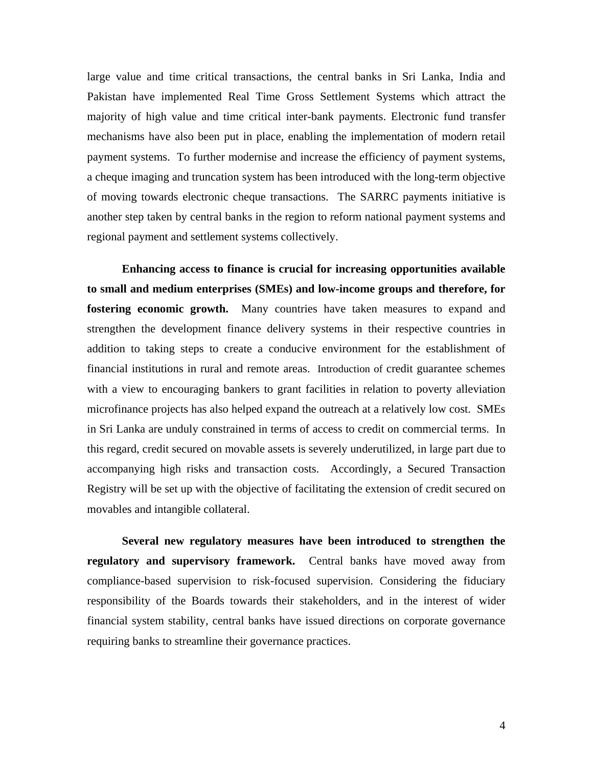large value and time critical transactions, the central banks in Sri Lanka, India and Pakistan have implemented Real Time Gross Settlement Systems which attract the majority of high value and time critical inter-bank payments. Electronic fund transfer mechanisms have also been put in place, enabling the implementation of modern retail payment systems. To further modernise and increase the efficiency of payment systems, a cheque imaging and truncation system has been introduced with the long-term objective of moving towards electronic cheque transactions. The SARRC payments initiative is another step taken by central banks in the region to reform national payment systems and regional payment and settlement systems collectively.

**Enhancing access to finance is crucial for increasing opportunities available to small and medium enterprises (SMEs) and low-income groups and therefore, for fostering economic growth.** Many countries have taken measures to expand and strengthen the development finance delivery systems in their respective countries in addition to taking steps to create a conducive environment for the establishment of financial institutions in rural and remote areas. Introduction of credit guarantee schemes with a view to encouraging bankers to grant facilities in relation to poverty alleviation microfinance projects has also helped expand the outreach at a relatively low cost. SMEs in Sri Lanka are unduly constrained in terms of access to credit on commercial terms. In this regard, credit secured on movable assets is severely underutilized, in large part due to accompanying high risks and transaction costs. Accordingly, a Secured Transaction Registry will be set up with the objective of facilitating the extension of credit secured on movables and intangible collateral.

**Several new regulatory measures have been introduced to strengthen the regulatory and supervisory framework.** Central banks have moved away from compliance-based supervision to risk-focused supervision. Considering the fiduciary responsibility of the Boards towards their stakeholders, and in the interest of wider financial system stability, central banks have issued directions on corporate governance requiring banks to streamline their governance practices.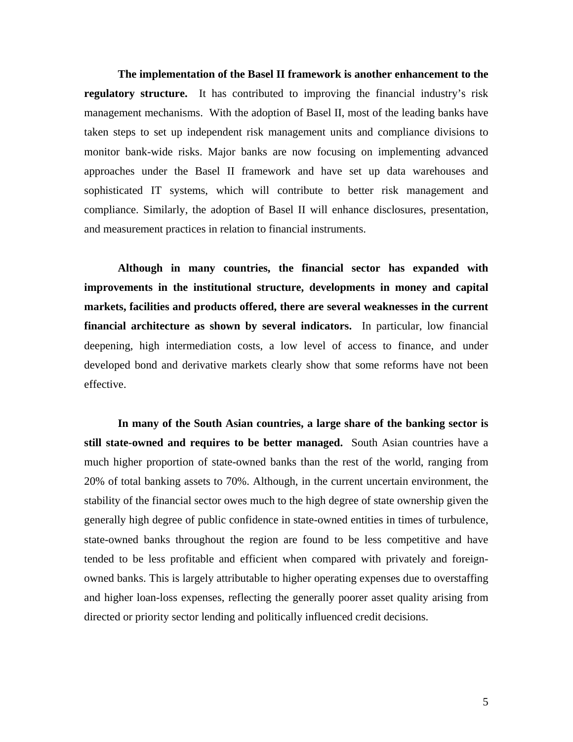**The implementation of the Basel II framework is another enhancement to the regulatory structure.** It has contributed to improving the financial industry's risk management mechanisms. With the adoption of Basel II, most of the leading banks have taken steps to set up independent risk management units and compliance divisions to monitor bank-wide risks. Major banks are now focusing on implementing advanced approaches under the Basel II framework and have set up data warehouses and sophisticated IT systems, which will contribute to better risk management and compliance. Similarly, the adoption of Basel II will enhance disclosures, presentation, and measurement practices in relation to financial instruments.

**Although in many countries, the financial sector has expanded with improvements in the institutional structure, developments in money and capital markets, facilities and products offered, there are several weaknesses in the current financial architecture as shown by several indicators.** In particular, low financial deepening, high intermediation costs, a low level of access to finance, and under developed bond and derivative markets clearly show that some reforms have not been effective.

**In many of the South Asian countries, a large share of the banking sector is still state-owned and requires to be better managed.** South Asian countries have a much higher proportion of state-owned banks than the rest of the world, ranging from 20% of total banking assets to 70%. Although, in the current uncertain environment, the stability of the financial sector owes much to the high degree of state ownership given the generally high degree of public confidence in state-owned entities in times of turbulence, state-owned banks throughout the region are found to be less competitive and have tended to be less profitable and efficient when compared with privately and foreign-owned banks. This is largely attributable to higher operating expenses due to overstaffing and higher loan-loss expenses, reflecting the generally poorer asset quality arising from directed or priority sector lending and politically influenced credit decisions.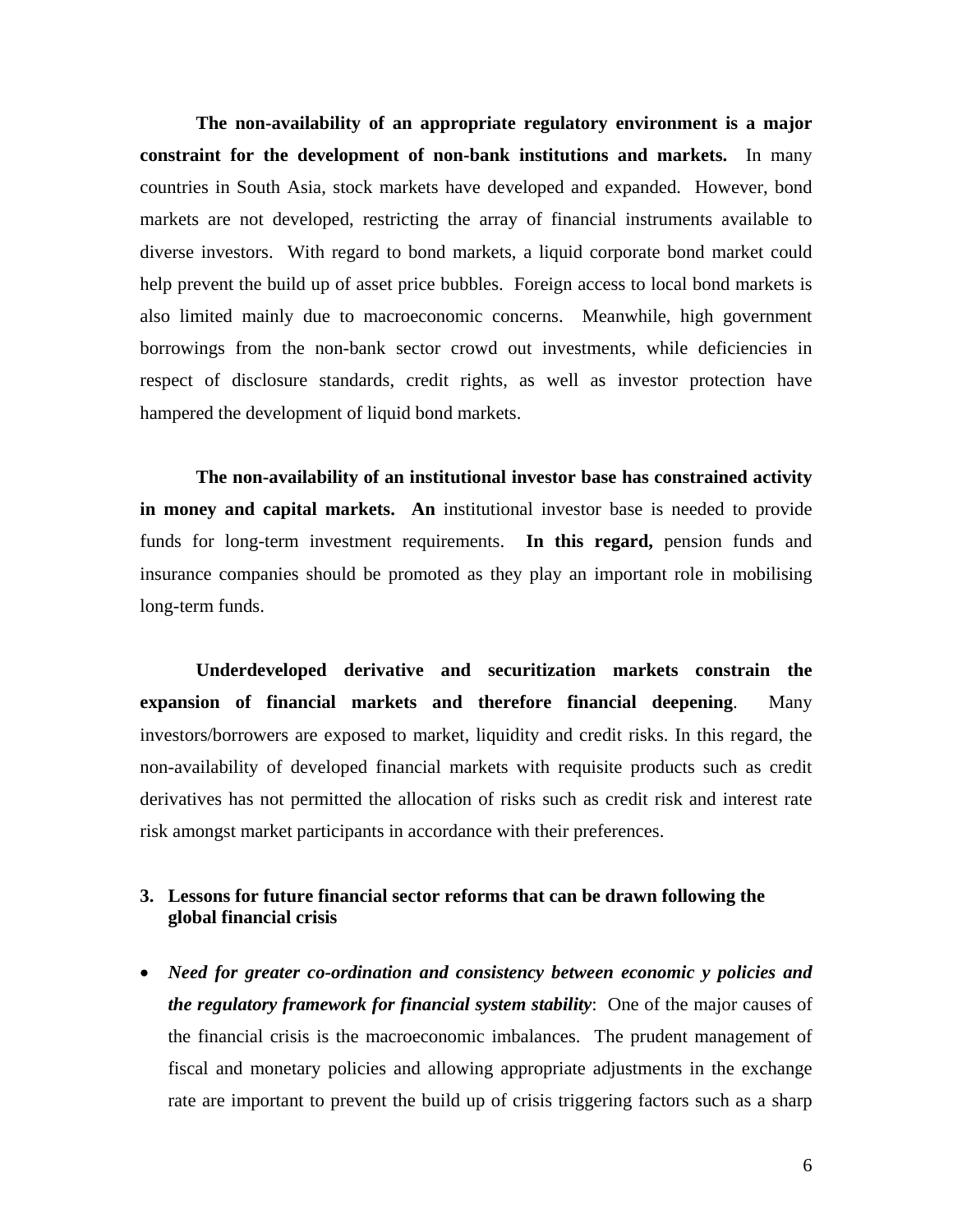**The non-availability of an appropriate regulatory environment is a major constraint for the development of non-bank institutions and markets.** In many countries in South Asia, stock markets have developed and expanded. However, bond markets are not developed, restricting the array of financial instruments available to diverse investors. With regard to bond markets, a liquid corporate bond market could help prevent the build up of asset price bubbles. Foreign access to local bond markets is also limited mainly due to macroeconomic concerns. Meanwhile, high government borrowings from the non-bank sector crowd out investments, while deficiencies in respect of disclosure standards, credit rights, as well as investor protection have hampered the development of liquid bond markets.

**The non-availability of an institutional investor base has constrained activity in money and capital markets. An** institutional investor base is needed to provide funds for long-term investment requirements. **In this regard,** pension funds and insurance companies should be promoted as they play an important role in mobilising long-term funds.

**Underdeveloped derivative and securitization markets constrain the expansion of financial markets and therefore financial deepening**. Many investors/borrowers are exposed to market, liquidity and credit risks. In this regard, the non-availability of developed financial markets with requisite products such as credit derivatives has not permitted the allocation of risks such as credit risk and interest rate risk amongst market participants in accordance with their preferences.

## 3. Lessons for future financial sector reforms that can be drawn following the global financial crisis

- ***Need for greater co-ordination and consistency between economic y policies and the regulatory framework for financial system stability***: One of the major causes of the financial crisis is the macroeconomic imbalances. The prudent management of fiscal and monetary policies and allowing appropriate adjustments in the exchange rate are important to prevent the build up of crisis triggering factors such as a sharp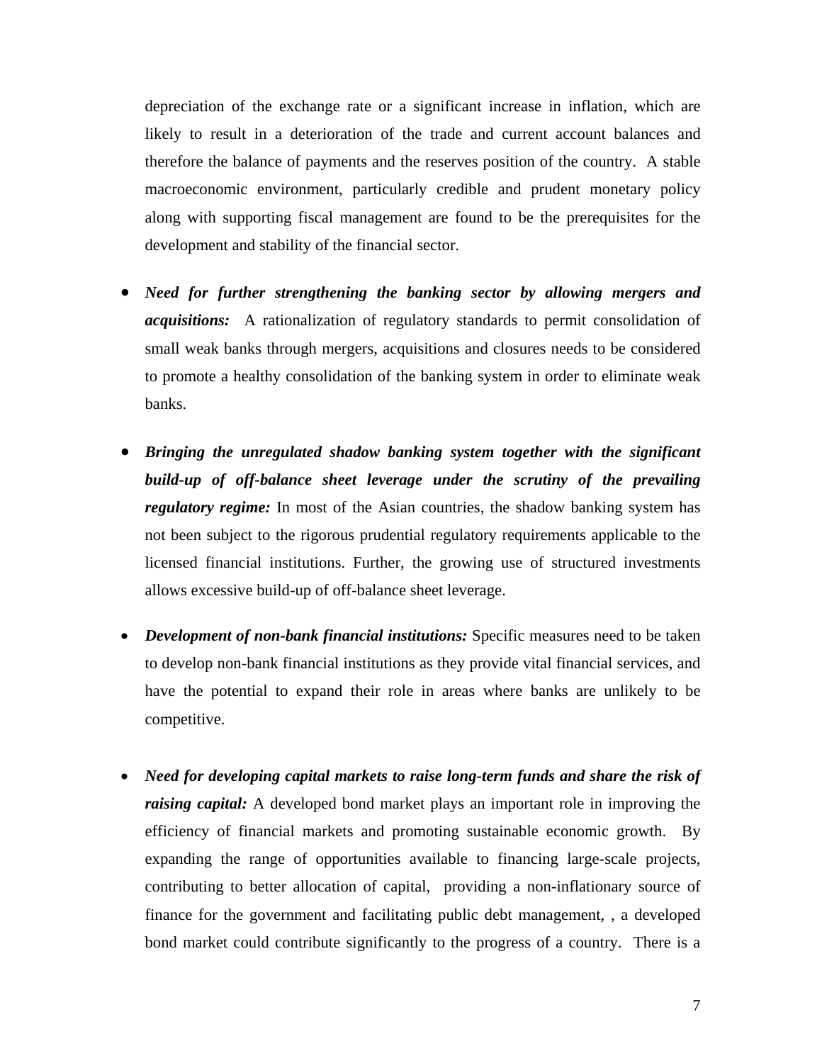depreciation of the exchange rate or a significant increase in inflation, which are likely to result in a deterioration of the trade and current account balances and therefore the balance of payments and the reserves position of the country. A stable macroeconomic environment, particularly credible and prudent monetary policy along with supporting fiscal management are found to be the prerequisites for the development and stability of the financial sector.

- ***Need for further strengthening the banking sector by allowing mergers and acquisitions:*** A rationalization of regulatory standards to permit consolidation of small weak banks through mergers, acquisitions and closures needs to be considered to promote a healthy consolidation of the banking system in order to eliminate weak banks.

- ***Bringing the unregulated shadow banking system together with the significant build-up of off-balance sheet leverage under the scrutiny of the prevailing regulatory regime:*** In most of the Asian countries, the shadow banking system has not been subject to the rigorous prudential regulatory requirements applicable to the licensed financial institutions. Further, the growing use of structured investments allows excessive build-up of off-balance sheet leverage.

- ***Development of non-bank financial institutions:*** Specific measures need to be taken to develop non-bank financial institutions as they provide vital financial services, and have the potential to expand their role in areas where banks are unlikely to be competitive.

- ***Need for developing capital markets to raise long-term funds and share the risk of raising capital:*** A developed bond market plays an important role in improving the efficiency of financial markets and promoting sustainable economic growth. By expanding the range of opportunities available to financing large-scale projects, contributing to better allocation of capital, providing a non-inflationary source of finance for the government and facilitating public debt management, , a developed bond market could contribute significantly to the progress of a country. There is a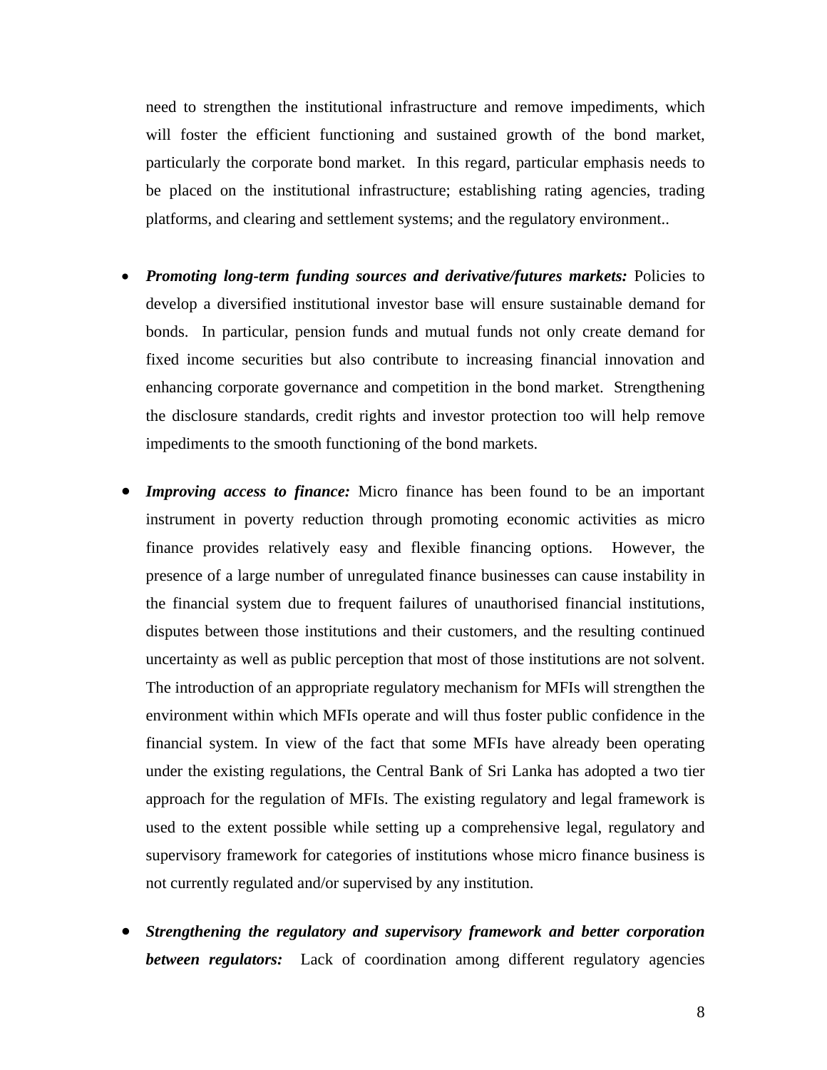need to strengthen the institutional infrastructure and remove impediments, which will foster the efficient functioning and sustained growth of the bond market, particularly the corporate bond market. In this regard, particular emphasis needs to be placed on the institutional infrastructure; establishing rating agencies, trading platforms, and clearing and settlement systems; and the regulatory environment..

- ***Promoting long-term funding sources and derivative/futures markets:*** Policies to develop a diversified institutional investor base will ensure sustainable demand for bonds. In particular, pension funds and mutual funds not only create demand for fixed income securities but also contribute to increasing financial innovation and enhancing corporate governance and competition in the bond market. Strengthening the disclosure standards, credit rights and investor protection too will help remove impediments to the smooth functioning of the bond markets.

- ***Improving access to finance:*** Micro finance has been found to be an important instrument in poverty reduction through promoting economic activities as micro finance provides relatively easy and flexible financing options. However, the presence of a large number of unregulated finance businesses can cause instability in the financial system due to frequent failures of unauthorised financial institutions, disputes between those institutions and their customers, and the resulting continued uncertainty as well as public perception that most of those institutions are not solvent. The introduction of an appropriate regulatory mechanism for MFIs will strengthen the environment within which MFIs operate and will thus foster public confidence in the financial system. In view of the fact that some MFIs have already been operating under the existing regulations, the Central Bank of Sri Lanka has adopted a two tier approach for the regulation of MFIs. The existing regulatory and legal framework is used to the extent possible while setting up a comprehensive legal, regulatory and supervisory framework for categories of institutions whose micro finance business is not currently regulated and/or supervised by any institution.

- ***Strengthening the regulatory and supervisory framework and better corporation between regulators:*** Lack of coordination among different regulatory agencies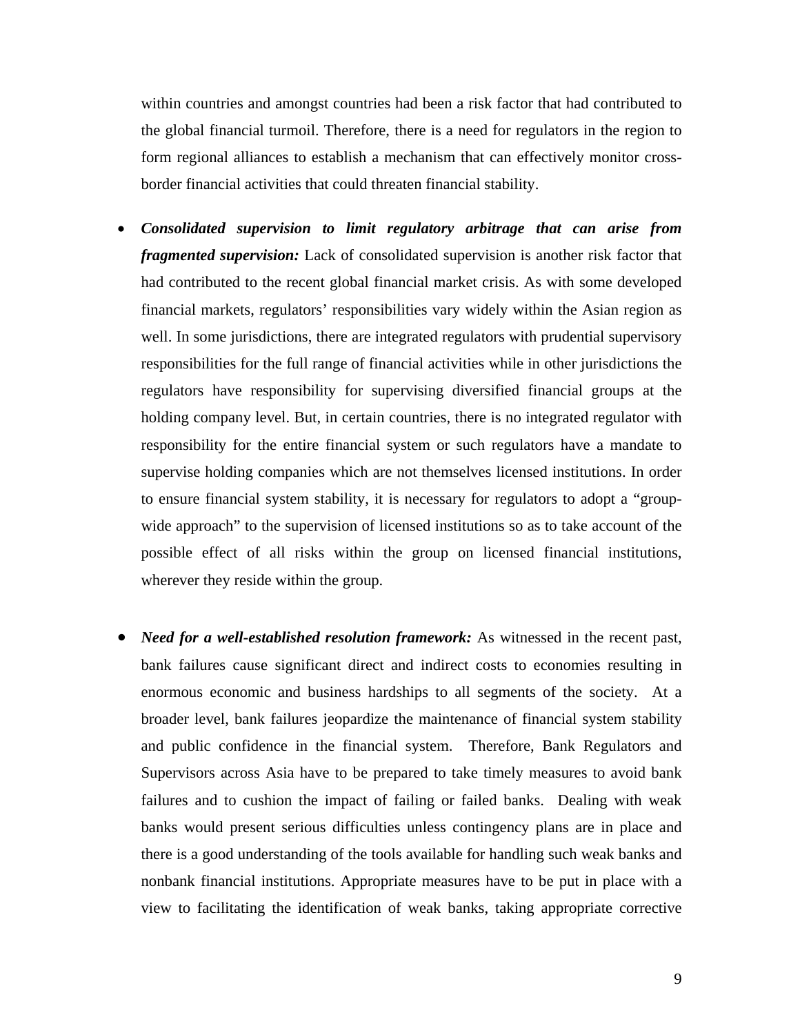within countries and amongst countries had been a risk factor that had contributed to the global financial turmoil. Therefore, there is a need for regulators in the region to form regional alliances to establish a mechanism that can effectively monitor cross-border financial activities that could threaten financial stability.

- ***Consolidated supervision to limit regulatory arbitrage that can arise from fragmented supervision:*** Lack of consolidated supervision is another risk factor that had contributed to the recent global financial market crisis. As with some developed financial markets, regulators' responsibilities vary widely within the Asian region as well. In some jurisdictions, there are integrated regulators with prudential supervisory responsibilities for the full range of financial activities while in other jurisdictions the regulators have responsibility for supervising diversified financial groups at the holding company level. But, in certain countries, there is no integrated regulator with responsibility for the entire financial system or such regulators have a mandate to supervise holding companies which are not themselves licensed institutions. In order to ensure financial system stability, it is necessary for regulators to adopt a "group-wide approach" to the supervision of licensed institutions so as to take account of the possible effect of all risks within the group on licensed financial institutions, wherever they reside within the group.

- ***Need for a well-established resolution framework:*** As witnessed in the recent past, bank failures cause significant direct and indirect costs to economies resulting in enormous economic and business hardships to all segments of the society. At a broader level, bank failures jeopardize the maintenance of financial system stability and public confidence in the financial system. Therefore, Bank Regulators and Supervisors across Asia have to be prepared to take timely measures to avoid bank failures and to cushion the impact of failing or failed banks. Dealing with weak banks would present serious difficulties unless contingency plans are in place and there is a good understanding of the tools available for handling such weak banks and nonbank financial institutions. Appropriate measures have to be put in place with a view to facilitating the identification of weak banks, taking appropriate corrective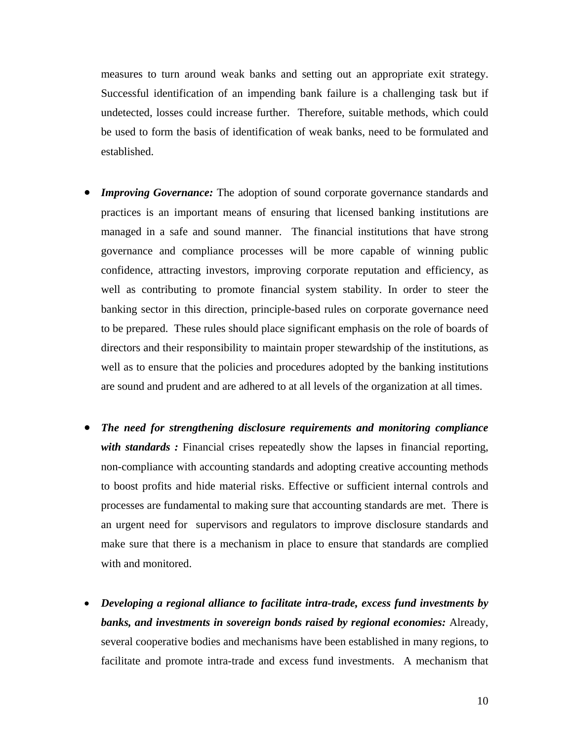measures to turn around weak banks and setting out an appropriate exit strategy. Successful identification of an impending bank failure is a challenging task but if undetected, losses could increase further. Therefore, suitable methods, which could be used to form the basis of identification of weak banks, need to be formulated and established.

- ***Improving Governance:*** The adoption of sound corporate governance standards and practices is an important means of ensuring that licensed banking institutions are managed in a safe and sound manner. The financial institutions that have strong governance and compliance processes will be more capable of winning public confidence, attracting investors, improving corporate reputation and efficiency, as well as contributing to promote financial system stability. In order to steer the banking sector in this direction, principle-based rules on corporate governance need to be prepared. These rules should place significant emphasis on the role of boards of directors and their responsibility to maintain proper stewardship of the institutions, as well as to ensure that the policies and procedures adopted by the banking institutions are sound and prudent and are adhered to at all levels of the organization at all times.

- ***The need for strengthening disclosure requirements and monitoring compliance with standards :*** Financial crises repeatedly show the lapses in financial reporting, non-compliance with accounting standards and adopting creative accounting methods to boost profits and hide material risks. Effective or sufficient internal controls and processes are fundamental to making sure that accounting standards are met. There is an urgent need for supervisors and regulators to improve disclosure standards and make sure that there is a mechanism in place to ensure that standards are complied with and monitored.

- ***Developing a regional alliance to facilitate intra-trade, excess fund investments by banks, and investments in sovereign bonds raised by regional economies:*** Already, several cooperative bodies and mechanisms have been established in many regions, to facilitate and promote intra-trade and excess fund investments. A mechanism that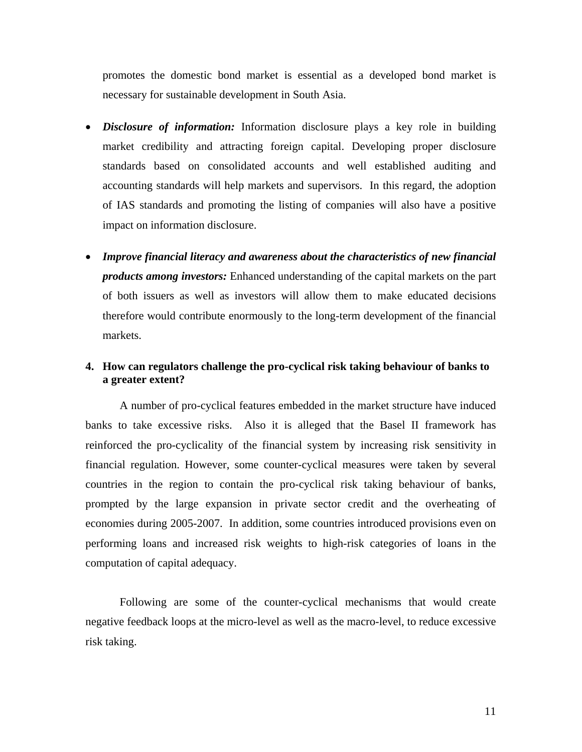promotes the domestic bond market is essential as a developed bond market is necessary for sustainable development in South Asia.

- ***Disclosure of information:*** Information disclosure plays a key role in building market credibility and attracting foreign capital. Developing proper disclosure standards based on consolidated accounts and well established auditing and accounting standards will help markets and supervisors. In this regard, the adoption of IAS standards and promoting the listing of companies will also have a positive impact on information disclosure.

- ***Improve financial literacy and awareness about the characteristics of new financial products among investors:*** Enhanced understanding of the capital markets on the part of both issuers as well as investors will allow them to make educated decisions therefore would contribute enormously to the long-term development of the financial markets.

**4. How can regulators challenge the pro-cyclical risk taking behaviour of banks to a greater extent?**

A number of pro-cyclical features embedded in the market structure have induced banks to take excessive risks. Also it is alleged that the Basel II framework has reinforced the pro-cyclicality of the financial system by increasing risk sensitivity in financial regulation. However, some counter-cyclical measures were taken by several countries in the region to contain the pro-cyclical risk taking behaviour of banks, prompted by the large expansion in private sector credit and the overheating of economies during 2005-2007. In addition, some countries introduced provisions even on performing loans and increased risk weights to high-risk categories of loans in the computation of capital adequacy.

Following are some of the counter-cyclical mechanisms that would create negative feedback loops at the micro-level as well as the macro-level, to reduce excessive risk taking.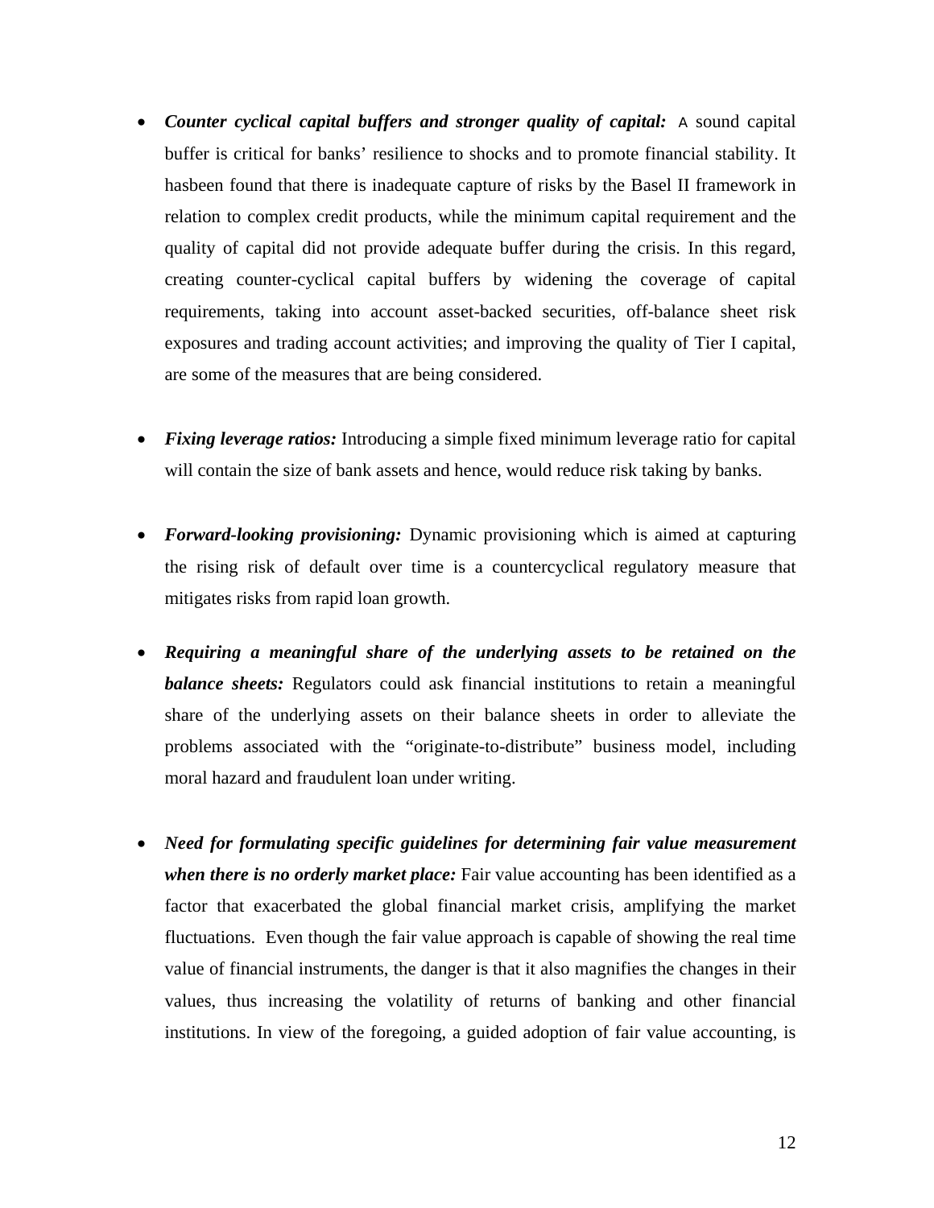- ***Counter cyclical capital buffers and stronger quality of capital:*** A sound capital buffer is critical for banks' resilience to shocks and to promote financial stability. It hasbeen found that there is inadequate capture of risks by the Basel II framework in relation to complex credit products, while the minimum capital requirement and the quality of capital did not provide adequate buffer during the crisis. In this regard, creating counter-cyclical capital buffers by widening the coverage of capital requirements, taking into account asset-backed securities, off-balance sheet risk exposures and trading account activities; and improving the quality of Tier I capital, are some of the measures that are being considered.

- ***Fixing leverage ratios:*** Introducing a simple fixed minimum leverage ratio for capital will contain the size of bank assets and hence, would reduce risk taking by banks.

- ***Forward-looking provisioning:*** Dynamic provisioning which is aimed at capturing the rising risk of default over time is a countercyclical regulatory measure that mitigates risks from rapid loan growth.

- ***Requiring a meaningful share of the underlying assets to be retained on the balance sheets:*** Regulators could ask financial institutions to retain a meaningful share of the underlying assets on their balance sheets in order to alleviate the problems associated with the "originate-to-distribute" business model, including moral hazard and fraudulent loan under writing.

- ***Need for formulating specific guidelines for determining fair value measurement when there is no orderly market place:*** Fair value accounting has been identified as a factor that exacerbated the global financial market crisis, amplifying the market fluctuations. Even though the fair value approach is capable of showing the real time value of financial instruments, the danger is that it also magnifies the changes in their values, thus increasing the volatility of returns of banking and other financial institutions. In view of the foregoing, a guided adoption of fair value accounting, is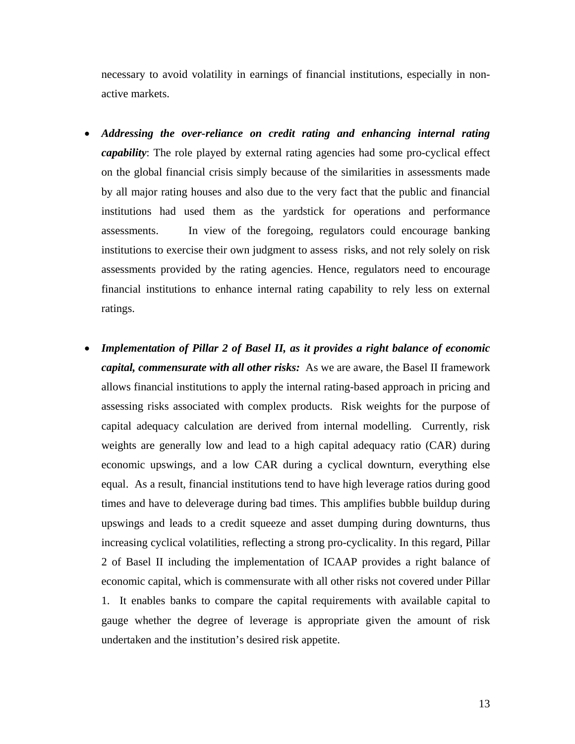necessary to avoid volatility in earnings of financial institutions, especially in non-active markets.

- ***Addressing the over-reliance on credit rating and enhancing internal rating capability***: The role played by external rating agencies had some pro-cyclical effect on the global financial crisis simply because of the similarities in assessments made by all major rating houses and also due to the very fact that the public and financial institutions had used them as the yardstick for operations and performance assessments. In view of the foregoing, regulators could encourage banking institutions to exercise their own judgment to assess risks, and not rely solely on risk assessments provided by the rating agencies. Hence, regulators need to encourage financial institutions to enhance internal rating capability to rely less on external ratings.

- ***Implementation of Pillar 2 of Basel II, as it provides a right balance of economic capital, commensurate with all other risks:*** As we are aware, the Basel II framework allows financial institutions to apply the internal rating-based approach in pricing and assessing risks associated with complex products. Risk weights for the purpose of capital adequacy calculation are derived from internal modelling. Currently, risk weights are generally low and lead to a high capital adequacy ratio (CAR) during economic upswings, and a low CAR during a cyclical downturn, everything else equal. As a result, financial institutions tend to have high leverage ratios during good times and have to deleverage during bad times. This amplifies bubble buildup during upswings and leads to a credit squeeze and asset dumping during downturns, thus increasing cyclical volatilities, reflecting a strong pro-cyclicality. In this regard, Pillar 2 of Basel II including the implementation of ICAAP provides a right balance of economic capital, which is commensurate with all other risks not covered under Pillar 1. It enables banks to compare the capital requirements with available capital to gauge whether the degree of leverage is appropriate given the amount of risk undertaken and the institution's desired risk appetite.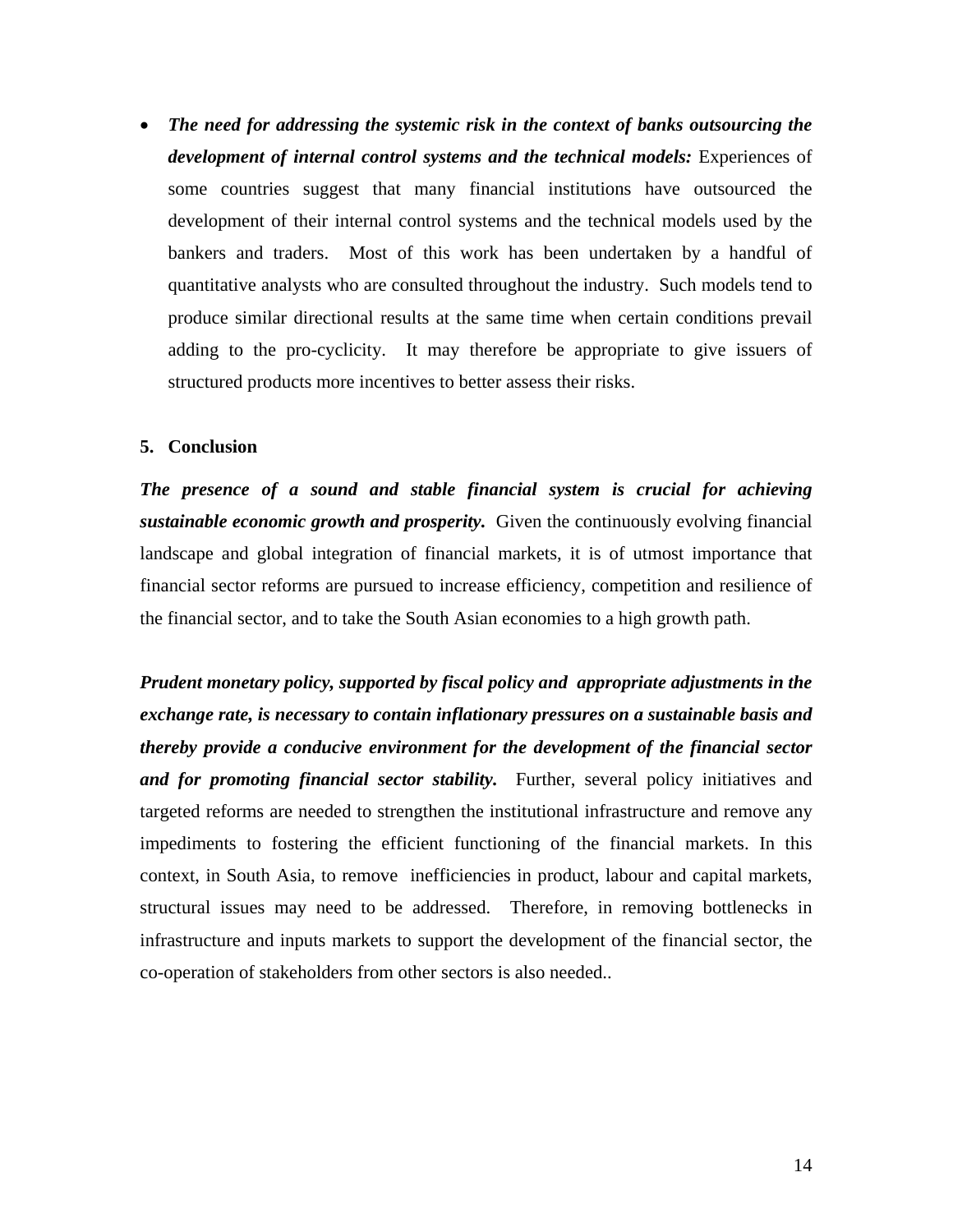- ***The need for addressing the systemic risk in the context of banks outsourcing the development of internal control systems and the technical models:*** Experiences of some countries suggest that many financial institutions have outsourced the development of their internal control systems and the technical models used by the bankers and traders. Most of this work has been undertaken by a handful of quantitative analysts who are consulted throughout the industry. Such models tend to produce similar directional results at the same time when certain conditions prevail adding to the pro-cyclicity. It may therefore be appropriate to give issuers of structured products more incentives to better assess their risks.

## 5. Conclusion

***The presence of a sound and stable financial system is crucial for achieving sustainable economic growth and prosperity.*** Given the continuously evolving financial landscape and global integration of financial markets, it is of utmost importance that financial sector reforms are pursued to increase efficiency, competition and resilience of the financial sector, and to take the South Asian economies to a high growth path.

***Prudent monetary policy, supported by fiscal policy and appropriate adjustments in the exchange rate, is necessary to contain inflationary pressures on a sustainable basis and thereby provide a conducive environment for the development of the financial sector and for promoting financial sector stability.*** Further, several policy initiatives and targeted reforms are needed to strengthen the institutional infrastructure and remove any impediments to fostering the efficient functioning of the financial markets. In this context, in South Asia, to remove inefficiencies in product, labour and capital markets, structural issues may need to be addressed. Therefore, in removing bottlenecks in infrastructure and inputs markets to support the development of the financial sector, the co-operation of stakeholders from other sectors is also needed..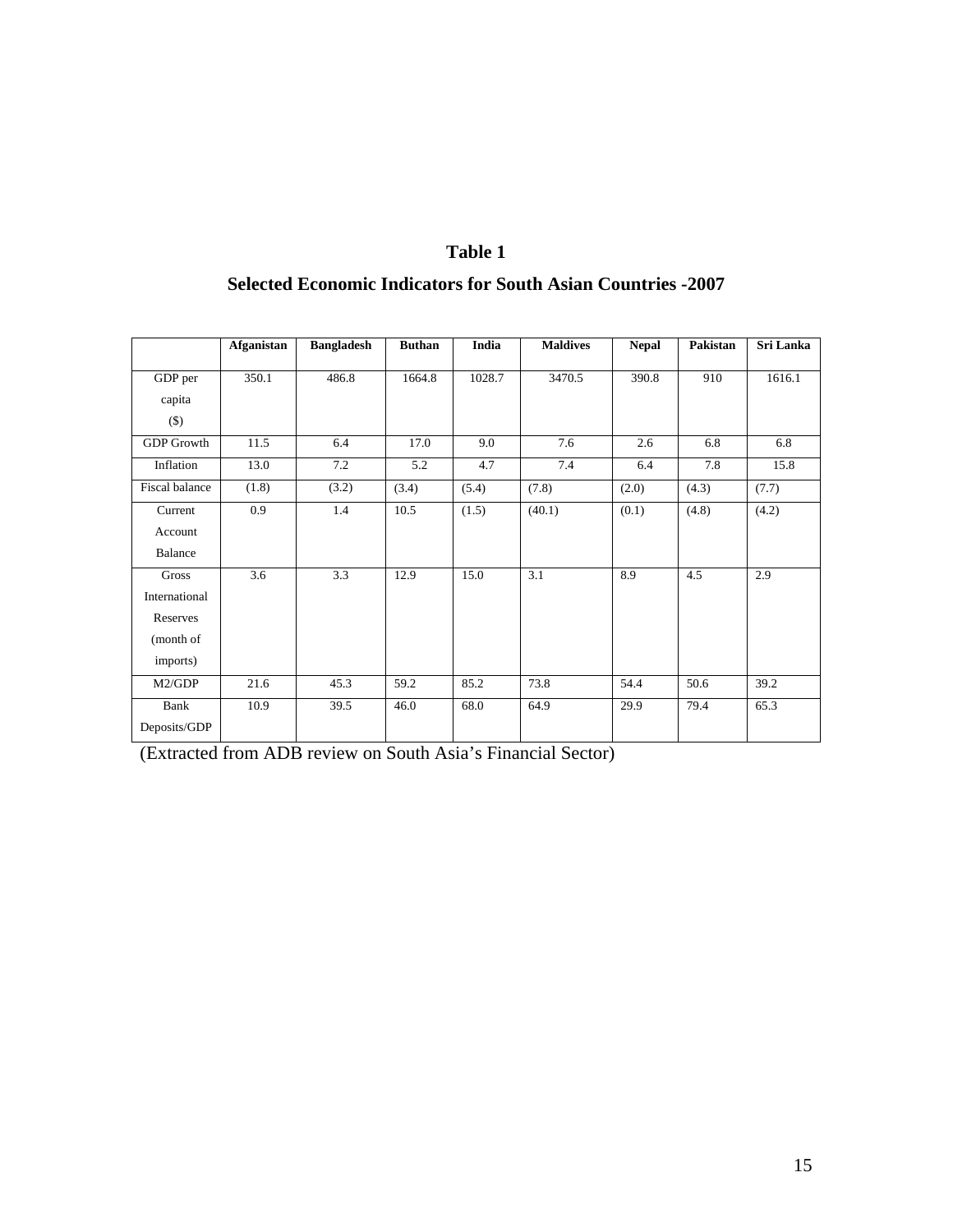**Table 1**

**Selected Economic Indicators for South Asian Countries -2007**

| | Afganistan | Bangladesh | Buthan | India | Maldives | Nepal | Pakistan | Sri Lanka |
|---|---|---|---|---|---|---|---|---|
| GDP per capita ($) | 350.1 | 486.8 | 1664.8 | 1028.7 | 3470.5 | 390.8 | 910 | 1616.1 |
| GDP Growth | 11.5 | 6.4 | 17.0 | 9.0 | 7.6 | 2.6 | 6.8 | 6.8 |
| Inflation | 13.0 | 7.2 | 5.2 | 4.7 | 7.4 | 6.4 | 7.8 | 15.8 |
| Fiscal balance | (1.8) | (3.2) | (3.4) | (5.4) | (7.8) | (2.0) | (4.3) | (7.7) |
| Current Account Balance | 0.9 | 1.4 | 10.5 | (1.5) | (40.1) | (0.1) | (4.8) | (4.2) |
| Gross International Reserves (month of imports) | 3.6 | 3.3 | 12.9 | 15.0 | 3.1 | 8.9 | 4.5 | 2.9 |
| M2/GDP | 21.6 | 45.3 | 59.2 | 85.2 | 73.8 | 54.4 | 50.6 | 39.2 |
| Bank Deposits/GDP | 10.9 | 39.5 | 46.0 | 68.0 | 64.9 | 29.9 | 79.4 | 65.3 |

(Extracted from ADB review on South Asia's Financial Sector)